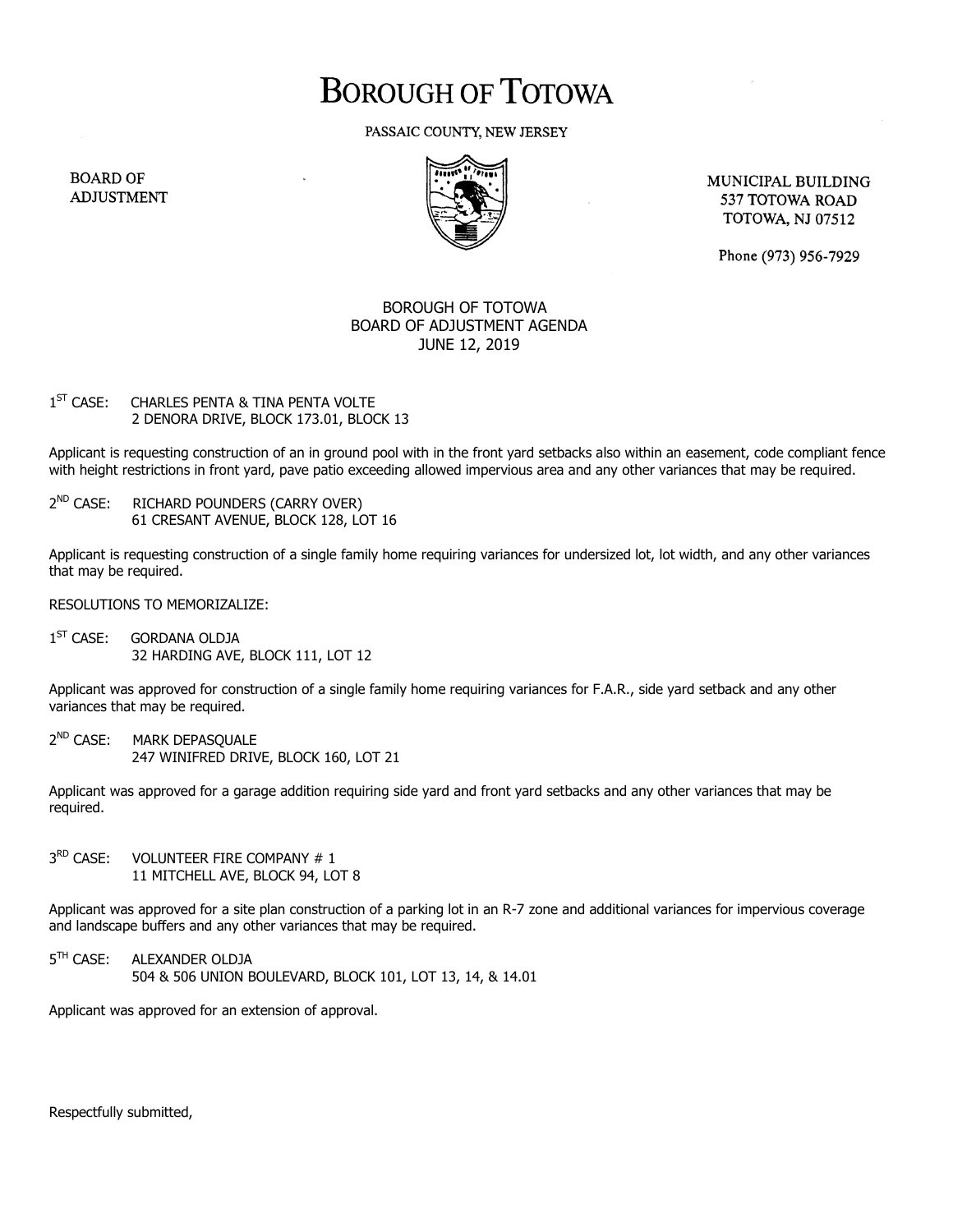# BOROUGH OF TOTOWA

PASSAIC COUNTY, NEW JERSEY

BOARD OF ADJUSTMENT

MUNICIPAL BUILDING
537 TOTOWA ROAD
TOTOWA, NJ 07512

Phone (973) 956-7929

BOROUGH OF TOTOWA
BOARD OF ADJUSTMENT AGENDA
JUNE 12, 2019

1ST CASE: CHARLES PENTA & TINA PENTA VOLTE
2 DENORA DRIVE, BLOCK 173.01, BLOCK 13

Applicant is requesting construction of an in ground pool with in the front yard setbacks also within an easement, code compliant fence with height restrictions in front yard, pave patio exceeding allowed impervious area and any other variances that may be required.

2ND CASE: RICHARD POUNDERS (CARRY OVER)
61 CRESANT AVENUE, BLOCK 128, LOT 16

Applicant is requesting construction of a single family home requiring variances for undersized lot, lot width, and any other variances that may be required.

RESOLUTIONS TO MEMORIZALIZE:

1ST CASE: GORDANA OLDJA
32 HARDING AVE, BLOCK 111, LOT 12

Applicant was approved for construction of a single family home requiring variances for F.A.R., side yard setback and any other variances that may be required.

2ND CASE: MARK DEPASQUALE
247 WINIFRED DRIVE, BLOCK 160, LOT 21

Applicant was approved for a garage addition requiring side yard and front yard setbacks and any other variances that may be required.

3RD CASE: VOLUNTEER FIRE COMPANY # 1
11 MITCHELL AVE, BLOCK 94, LOT 8

Applicant was approved for a site plan construction of a parking lot in an R-7 zone and additional variances for impervious coverage and landscape buffers and any other variances that may be required.

5TH CASE: ALEXANDER OLDJA
504 & 506 UNION BOULEVARD, BLOCK 101, LOT 13, 14, & 14.01

Applicant was approved for an extension of approval.

Respectfully submitted,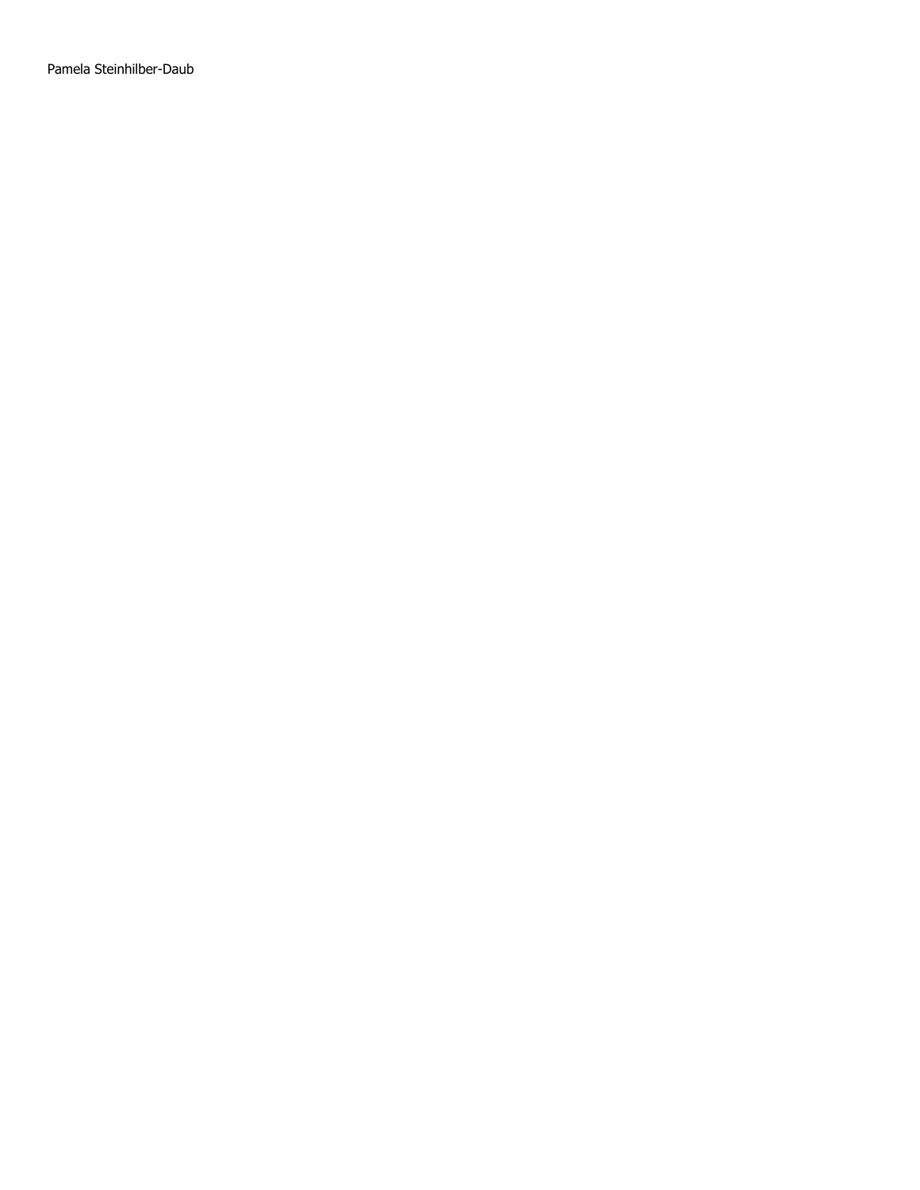Pamela Steinhilber-Daub